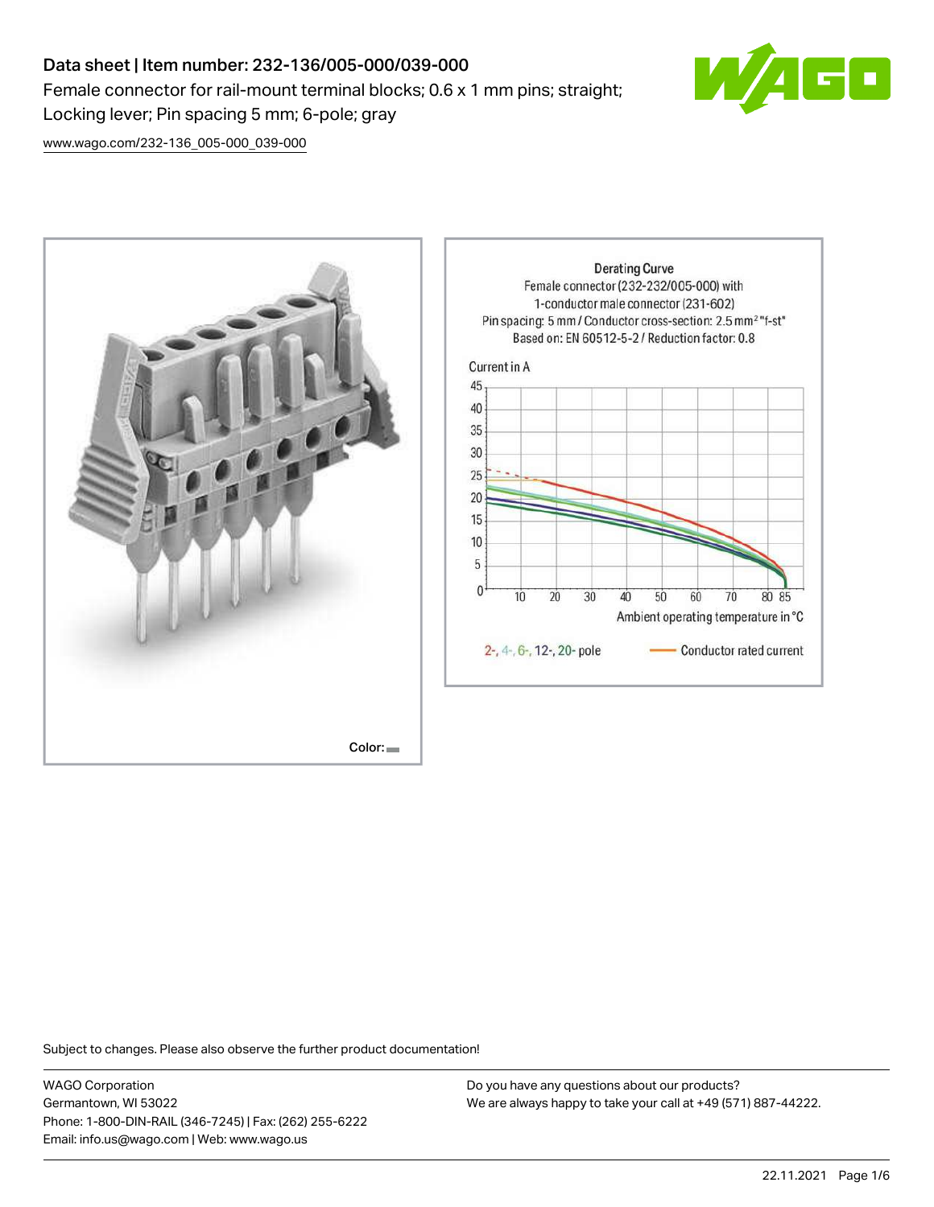# Data sheet | Item number: 232-136/005-000/039-000

Female connector for rail-mount terminal blocks; 0.6 x 1 mm pins; straight; Locking lever; Pin spacing 5 mm; 6-pole; gray

www.wago.com/232-136_005-000_039-000

Color:

Derating Curve
Female connector (232-232/005-000) with 1-conductor male connector (231-602)
Pin spacing: 5 mm / Conductor cross-section: 2.5 mm² "f-st"
Based on: EN 60512-5-2 / Reduction factor: 0.8

Current in A

Ambient operating temperature in °C

2-, 4-, 6-, 12-, 20- pole — Conductor rated current

Subject to changes. Please also observe the further product documentation!

WAGO Corporation
Germantown, WI 53022
Phone: 1-800-DIN-RAIL (346-7245) | Fax: (262) 255-6222
Email: info.us@wago.com | Web: www.wago.us

Do you have any questions about our products?
We are always happy to take your call at +49 (571) 887-44222.

22.11.2021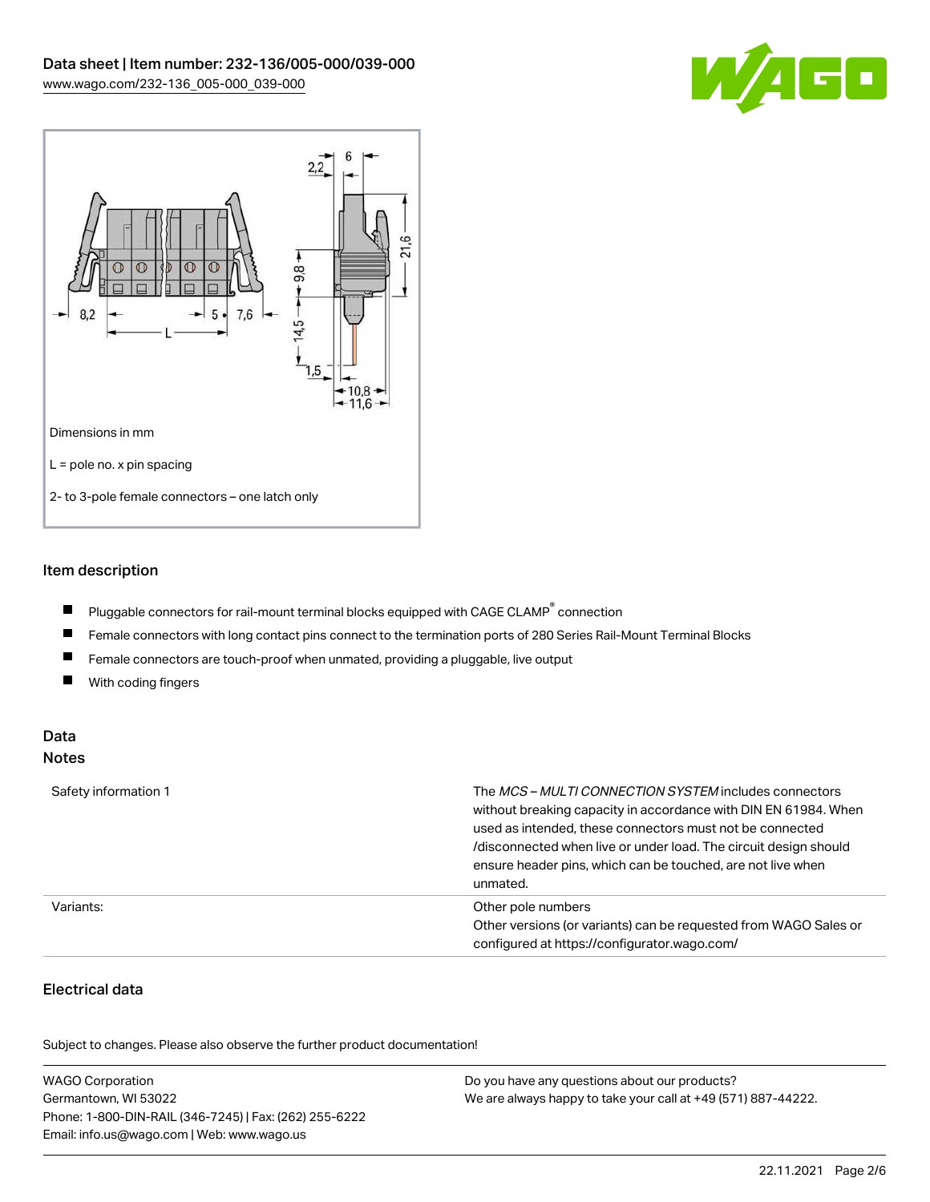Dimensions in mm

L = pole no. x pin spacing

2- to 3-pole female connectors – one latch only

## Item description

- Pluggable connectors for rail-mount terminal blocks equipped with CAGE CLAMP® connection
- Female connectors with long contact pins connect to the termination ports of 280 Series Rail-Mount Terminal Blocks
- Female connectors are touch-proof when unmated, providing a pluggable, live output
- With coding fingers

## Data

### Notes

| | |
|---|---|
| Safety information 1 | The *MCS – MULTI CONNECTION SYSTEM* includes connectors without breaking capacity in accordance with DIN EN 61984. When used as intended, these connectors must not be connected /disconnected when live or under load. The circuit design should ensure header pins, which can be touched, are not live when unmated. |
| Variants: | Other pole numbers<br>Other versions (or variants) can be requested from WAGO Sales or configured at https://configurator.wago.com/ |

### Electrical data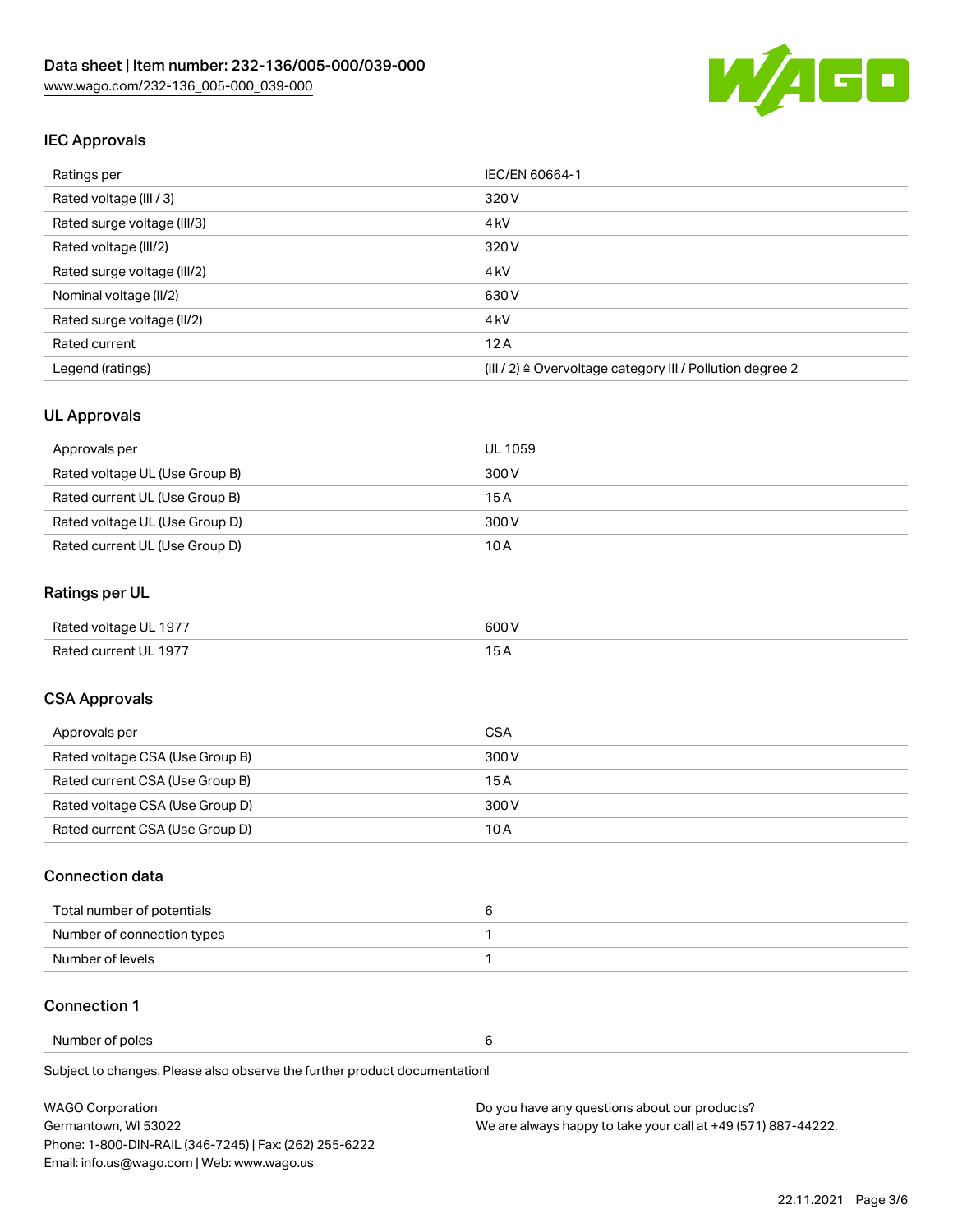## IEC Approvals

| Ratings per | IEC/EN 60664-1 |
| --- | --- |
| Rated voltage (III / 3) | 320 V |
| Rated surge voltage (III/3) | 4 kV |
| Rated voltage (III/2) | 320 V |
| Rated surge voltage (III/2) | 4 kV |
| Nominal voltage (II/2) | 630 V |
| Rated surge voltage (II/2) | 4 kV |
| Rated current | 12 A |
| Legend (ratings) | (III / 2) ≙ Overvoltage category III / Pollution degree 2 |

## UL Approvals

| Approvals per | UL 1059 |
| --- | --- |
| Rated voltage UL (Use Group B) | 300 V |
| Rated current UL (Use Group B) | 15 A |
| Rated voltage UL (Use Group D) | 300 V |
| Rated current UL (Use Group D) | 10 A |

## Ratings per UL

| Rated voltage UL 1977 | 600 V |
| --- | --- |
| Rated current UL 1977 | 15 A |

## CSA Approvals

| Approvals per | CSA |
| --- | --- |
| Rated voltage CSA (Use Group B) | 300 V |
| Rated current CSA (Use Group B) | 15 A |
| Rated voltage CSA (Use Group D) | 300 V |
| Rated current CSA (Use Group D) | 10 A |

## Connection data

| Total number of potentials | 6 |
| --- | --- |
| Number of connection types | 1 |
| Number of levels | 1 |

## Connection 1

| Number of poles | 6 |
| --- | --- |

Subject to changes. Please also observe the further product documentation!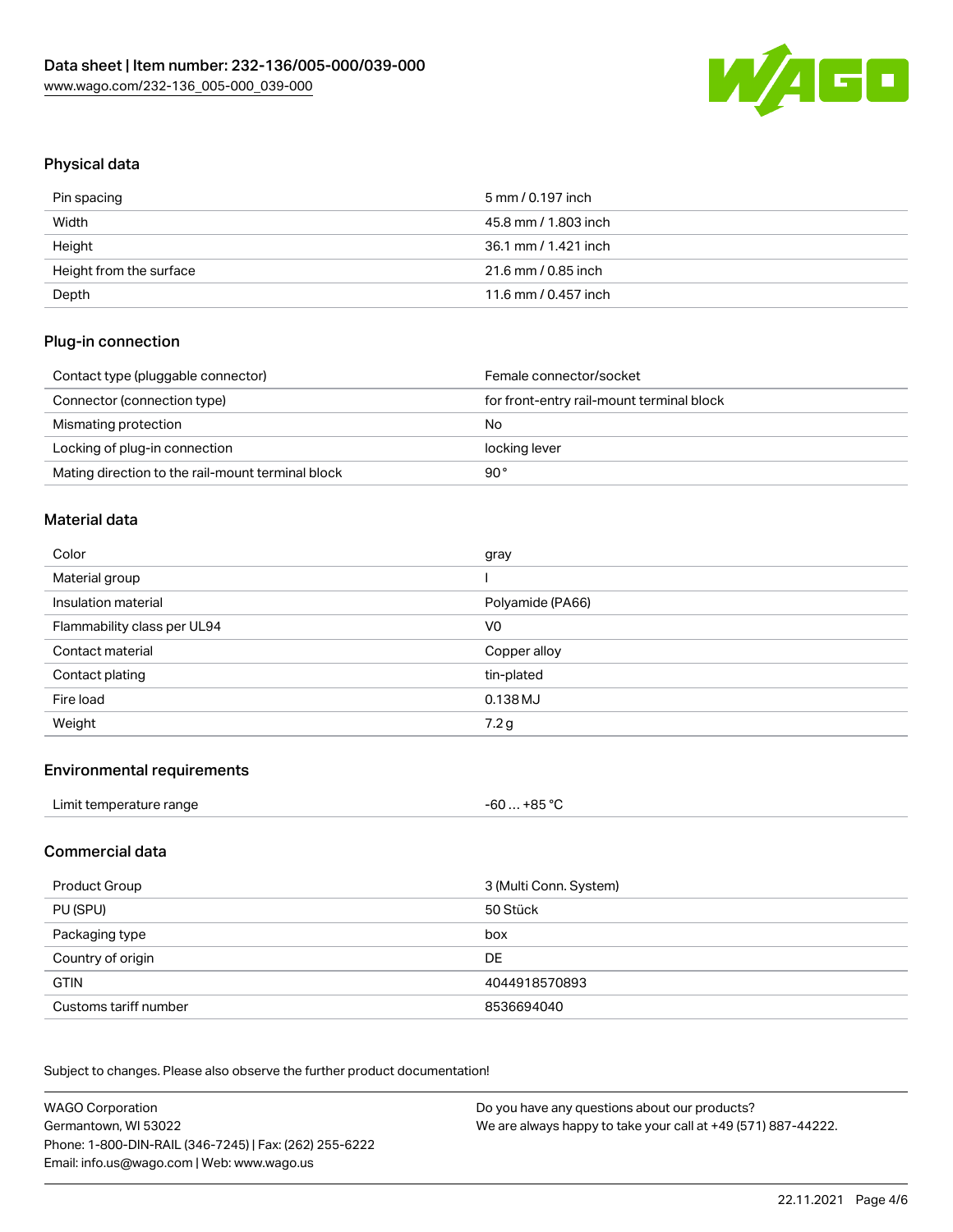## Physical data

| Pin spacing | 5 mm / 0.197 inch |
|---|---|
| Width | 45.8 mm / 1.803 inch |
| Height | 36.1 mm / 1.421 inch |
| Height from the surface | 21.6 mm / 0.85 inch |
| Depth | 11.6 mm / 0.457 inch |

## Plug-in connection

| Contact type (pluggable connector) | Female connector/socket |
|---|---|
| Connector (connection type) | for front-entry rail-mount terminal block |
| Mismating protection | No |
| Locking of plug-in connection | locking lever |
| Mating direction to the rail-mount terminal block | 90° |

## Material data

| Color | gray |
|---|---|
| Material group | I |
| Insulation material | Polyamide (PA66) |
| Flammability class per UL94 | V0 |
| Contact material | Copper alloy |
| Contact plating | tin-plated |
| Fire load | 0.138 MJ |
| Weight | 7.2 g |

## Environmental requirements

| Limit temperature range | -60 … +85 °C |
|---|---|

## Commercial data

| Product Group | 3 (Multi Conn. System) |
|---|---|
| PU (SPU) | 50 Stück |
| Packaging type | box |
| Country of origin | DE |
| GTIN | 4044918570893 |
| Customs tariff number | 8536694040 |

Subject to changes. Please also observe the further product documentation!

WAGO Corporation
Germantown, WI 53022
Phone: 1-800-DIN-RAIL (346-7245) | Fax: (262) 255-6222
Email: info.us@wago.com | Web: www.wago.us

Do you have any questions about our products?
We are always happy to take your call at +49 (571) 887-44222.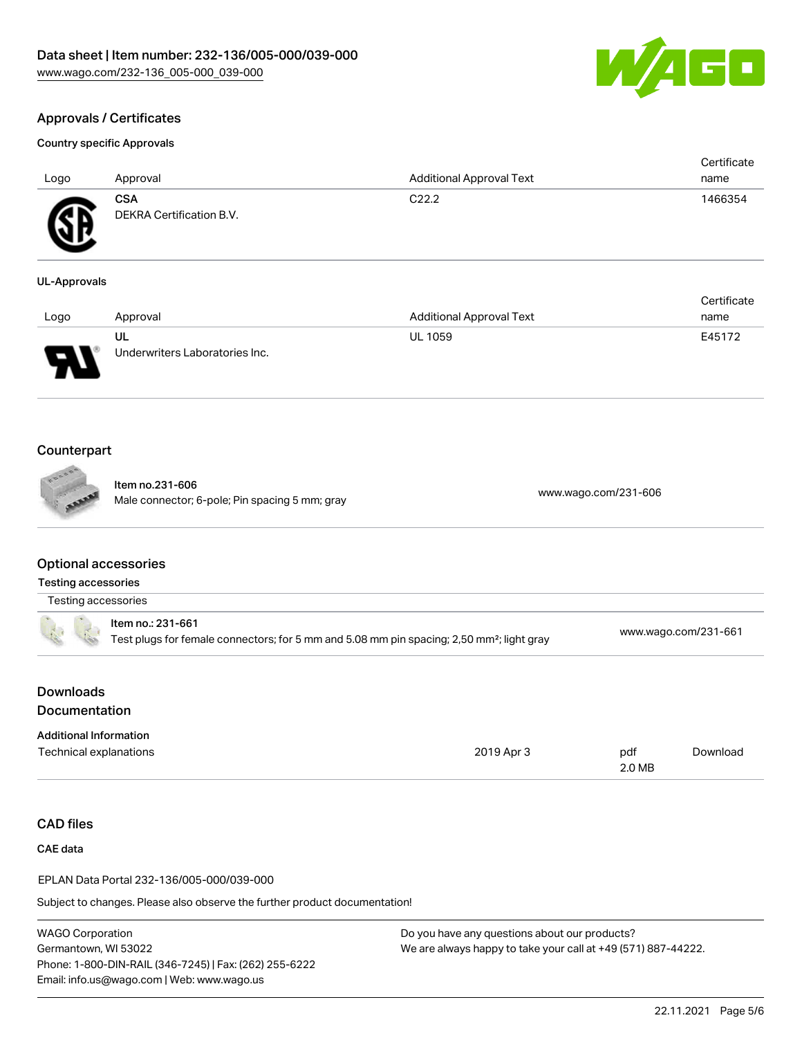## Approvals / Certificates

### Country specific Approvals

| Logo | Approval | Additional Approval Text | Certificate name |
| --- | --- | --- | --- |
| | **CSA** DEKRA Certification B.V. | C22.2 | 1466354 |

### UL-Approvals

| Logo | Approval | Additional Approval Text | Certificate name |
| --- | --- | --- | --- |
| | **UL** Underwriters Laboratories Inc. | UL 1059 | E45172 |

## Counterpart

| | |
| --- | --- |
| Item no.231-606<br>Male connector; 6-pole; Pin spacing 5 mm; gray | www.wago.com/231-606 |

## Optional accessories

### Testing accessories

| Testing accessories | |
| --- | --- |
| Item no.: 231-661<br>Test plugs for female connectors; for 5 mm and 5.08 mm pin spacing; 2,50 mm²; light gray | www.wago.com/231-661 |

## Downloads
## Documentation

### Additional Information

| | | | |
| --- | --- | --- | --- |
| Technical explanations | 2019 Apr 3 | pdf<br>2.0 MB | Download |

## CAD files

### CAE data

EPLAN Data Portal 232-136/005-000/039-000

Subject to changes. Please also observe the further product documentation!

WAGO Corporation
Germantown, WI 53022
Phone: 1-800-DIN-RAIL (346-7245) | Fax: (262) 255-6222
Email: info.us@wago.com | Web: www.wago.us

Do you have any questions about our products?
We are always happy to take your call at +49 (571) 887-44222.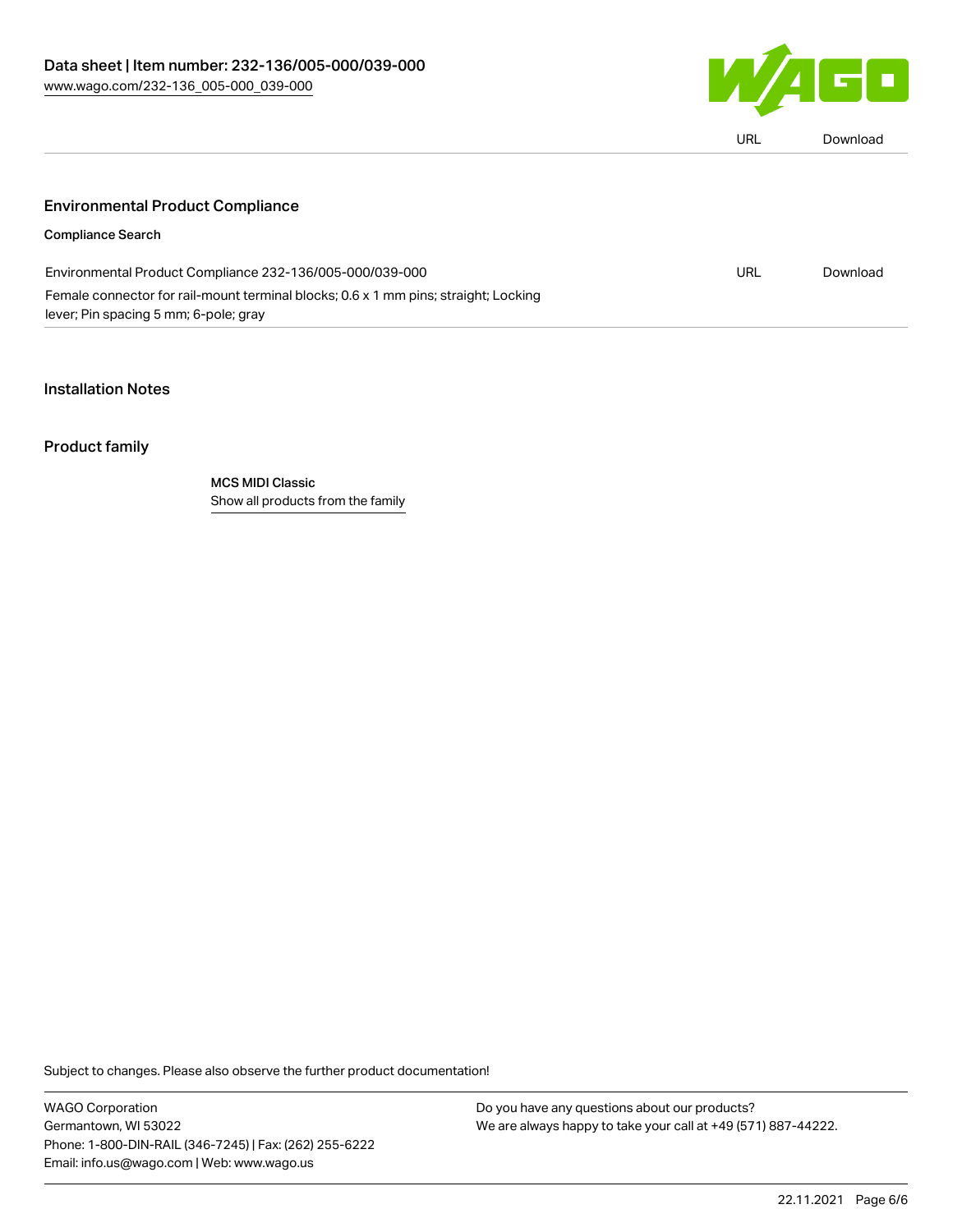## Environmental Product Compliance

**Compliance Search**

| | | |
|---|---|---|
| Environmental Product Compliance 232-136/005-000/039-000<br>Female connector for rail-mount terminal blocks; 0.6 x 1 mm pins; straight; Locking lever; Pin spacing 5 mm; 6-pole; gray | URL | Download |

## Installation Notes

## Product family

**MCS MIDI Classic**
Show all products from the family

Subject to changes. Please also observe the further product documentation!

WAGO Corporation
Germantown, WI 53022
Phone: 1-800-DIN-RAIL (346-7245) | Fax: (262) 255-6222
Email: info.us@wago.com | Web: www.wago.us

Do you have any questions about our products?
We are always happy to take your call at +49 (571) 887-44222.